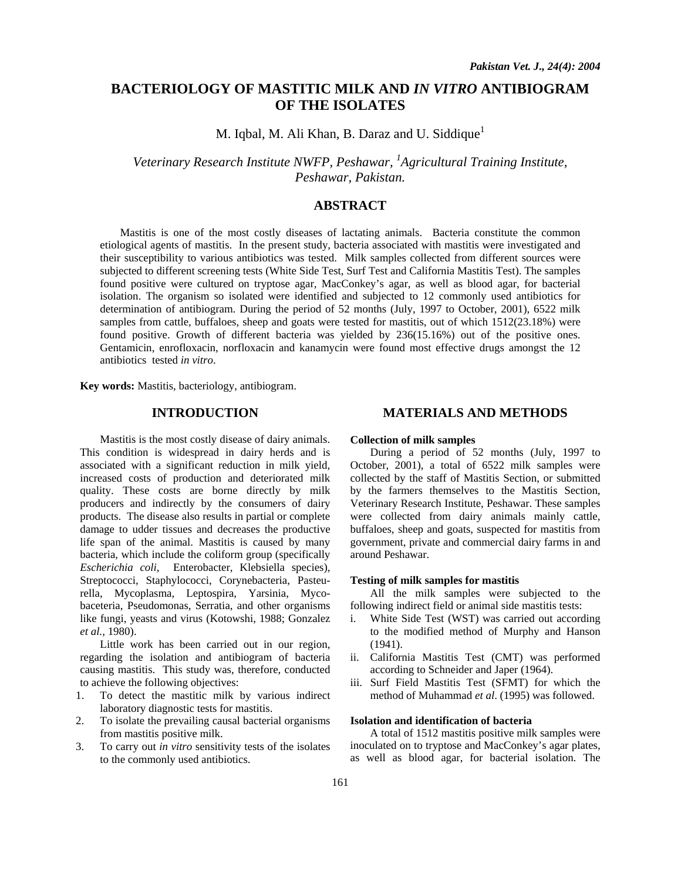# BACTERIOLOGY OF MASTITIC MILK AND *IN VITRO* ANTIBIOGRAM OF THE ISOLATES

M. Iqbal, M. Ali Khan, B. Daraz and U. Siddique[1]

*Veterinary Research Institute NWFP, Peshawar, [1]Agricultural Training Institute, Peshawar, Pakistan.*

## ABSTRACT

Mastitis is one of the most costly diseases of lactating animals. Bacteria constitute the common etiological agents of mastitis. In the present study, bacteria associated with mastitis were investigated and their susceptibility to various antibiotics was tested. Milk samples collected from different sources were subjected to different screening tests (White Side Test, Surf Test and California Mastitis Test). The samples found positive were cultured on tryptose agar, MacConkey's agar, as well as blood agar, for bacterial isolation. The organism so isolated were identified and subjected to 12 commonly used antibiotics for determination of antibiogram. During the period of 52 months (July, 1997 to October, 2001), 6522 milk samples from cattle, buffaloes, sheep and goats were tested for mastitis, out of which 1512(23.18%) were found positive. Growth of different bacteria was yielded by 236(15.16%) out of the positive ones. Gentamicin, enrofloxacin, norfloxacin and kanamycin were found most effective drugs amongst the 12 antibiotics tested *in vitro*.

**Key words:** Mastitis, bacteriology, antibiogram.

## INTRODUCTION

Mastitis is the most costly disease of dairy animals. This condition is widespread in dairy herds and is associated with a significant reduction in milk yield, increased costs of production and deteriorated milk quality. These costs are borne directly by milk producers and indirectly by the consumers of dairy products. The disease also results in partial or complete damage to udder tissues and decreases the productive life span of the animal. Mastitis is caused by many bacteria, which include the coliform group (specifically *Escherichia coli*, Enterobacter, Klebsiella species), Streptococci, Staphylococci, Corynebacteria, Pasteurella, Mycoplasma, Leptospira, Yarsinia, Mycobaceteria, Pseudomonas, Serratia, and other organisms like fungi, yeasts and virus (Kotowshi, 1988; Gonzalez *et al.,* 1980).

Little work has been carried out in our region, regarding the isolation and antibiogram of bacteria causing mastitis. This study was, therefore, conducted to achieve the following objectives:

1. To detect the mastitic milk by various indirect laboratory diagnostic tests for mastitis.
2. To isolate the prevailing causal bacterial organisms from mastitis positive milk.
3. To carry out *in vitro* sensitivity tests of the isolates to the commonly used antibiotics.

## MATERIALS AND METHODS

### Collection of milk samples

During a period of 52 months (July, 1997 to October, 2001), a total of 6522 milk samples were collected by the staff of Mastitis Section, or submitted by the farmers themselves to the Mastitis Section, Veterinary Research Institute, Peshawar. These samples were collected from dairy animals mainly cattle, buffaloes, sheep and goats, suspected for mastitis from government, private and commercial dairy farms in and around Peshawar.

### Testing of milk samples for mastitis

All the milk samples were subjected to the following indirect field or animal side mastitis tests:

i. White Side Test (WST) was carried out according to the modified method of Murphy and Hanson (1941).
ii. California Mastitis Test (CMT) was performed according to Schneider and Japer (1964).
iii. Surf Field Mastitis Test (SFMT) for which the method of Muhammad *et al*. (1995) was followed.

### Isolation and identification of bacteria

A total of 1512 mastitis positive milk samples were inoculated on to tryptose and MacConkey's agar plates, as well as blood agar, for bacterial isolation. The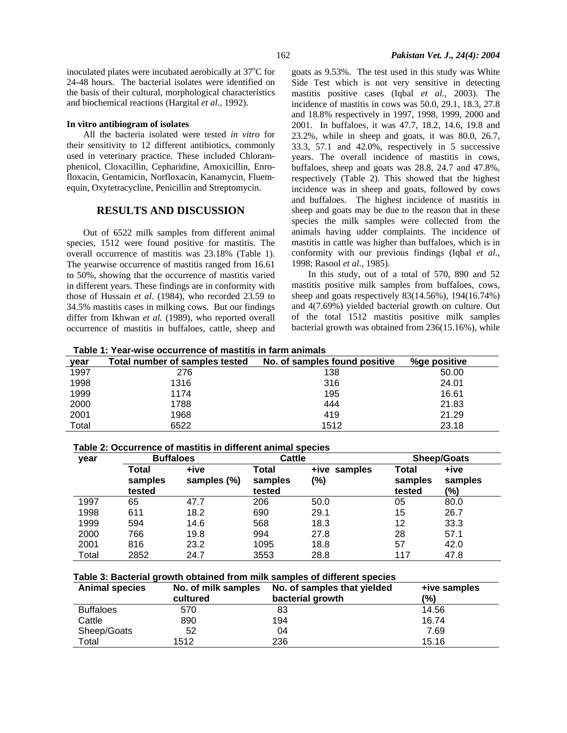inoculated plates were incubated aerobically at 37°C for 24-48 hours. The bacterial isolates were identified on the basis of their cultural, morphological characteristics and biochemical reactions (Hargital *et al.,* 1992).

#### In vitro antibiogram of isolates

All the bacteria isolated were tested *in vitro* for their sensitivity to 12 different antibiotics, commonly used in veterinary practice. These included Chloramphenicol, Cloxacillin, Cepharidine, Amoxicillin, Enrofloxacin, Gentamicin, Norfloxacin, Kanamycin, Fluemequin, Oxytetracycline, Penicillin and Streptomycin.

## RESULTS AND DISCUSSION

Out of 6522 milk samples from different animal species, 1512 were found positive for mastitis. The overall occurrence of mastitis was 23.18% (Table 1). The yearwise occurrence of mastitis ranged from 16.61 to 50%, showing that the occurrence of mastitis varied in different years. These findings are in conformity with those of Hussain *et al*. (1984), who recorded 23.59 to 34.5% mastitis cases in milking cows. But our findings differ from Ikhwan *et al.* (1989), who reported overall occurrence of mastitis in buffaloes, cattle, sheep and goats as 9.53%. The test used in this study was White Side Test which is not very sensitive in detecting mastitis positive cases (Iqbal *et al.,* 2003). The incidence of mastitis in cows was 50.0, 29.1, 18.3, 27.8 and 18.8% respectively in 1997, 1998, 1999, 2000 and 2001. In buffaloes, it was 47.7, 18.2, 14.6, 19.8 and 23.2%, while in sheep and goats, it was 80.0, 26.7, 33.3, 57.1 and 42.0%, respectively in 5 successive years. The overall incidence of mastitis in cows, buffaloes, sheep and goats was 28.8, 24.7 and 47.8%, respectively (Table 2). This showed that the highest incidence was in sheep and goats, followed by cows and buffaloes. The highest incidence of mastitis in sheep and goats may be due to the reason that in these species the milk samples were collected from the animals having udder complaints. The incidence of mastitis in cattle was higher than buffaloes, which is in conformity with our previous findings (Iqbal *et al*., 1998; Rasool *et al.,* 1985).

In this study, out of a total of 570, 890 and 52 mastitis positive milk samples from buffaloes, cows, sheep and goats respectively 83(14.56%), 194(16.74%) and 4(7.69%) yielded bacterial growth on culture. Out of the total 1512 mastitis positive milk samples bacterial growth was obtained from 236(15.16%), while

**Table 1: Year-wise occurrence of mastitis in farm animals**

| year | Total number of samples tested | No. of samples found positive | %ge positive |
|---|---|---|---|
| 1997 | 276 | 138 | 50.00 |
| 1998 | 1316 | 316 | 24.01 |
| 1999 | 1174 | 195 | 16.61 |
| 2000 | 1788 | 444 | 21.83 |
| 2001 | 1968 | 419 | 21.29 |
| Total | 6522 | 1512 | 23.18 |

**Table 2: Occurrence of mastitis in different animal species**

| year | Buffaloes | | Cattle | | Sheep/Goats | |
|---|---|---|---|---|---|---|
| | Total samples tested | +ive samples (%) | Total samples tested | +ive samples (%) | Total samples tested | +ive samples (%) |
| 1997 | 65 | 47.7 | 206 | 50.0 | 05 | 80.0 |
| 1998 | 611 | 18.2 | 690 | 29.1 | 15 | 26.7 |
| 1999 | 594 | 14.6 | 568 | 18.3 | 12 | 33.3 |
| 2000 | 766 | 19.8 | 994 | 27.8 | 28 | 57.1 |
| 2001 | 816 | 23.2 | 1095 | 18.8 | 57 | 42.0 |
| Total | 2852 | 24.7 | 3553 | 28.8 | 117 | 47.8 |

**Table 3: Bacterial growth obtained from milk samples of different species**

| Animal species | No. of milk samples cultured | No. of samples that yielded bacterial growth | +ive samples (%) |
|---|---|---|---|
| Buffaloes | 570 | 83 | 14.56 |
| Cattle | 890 | 194 | 16.74 |
| Sheep/Goats | 52 | 04 | 7.69 |
| Total | 1512 | 236 | 15.16 |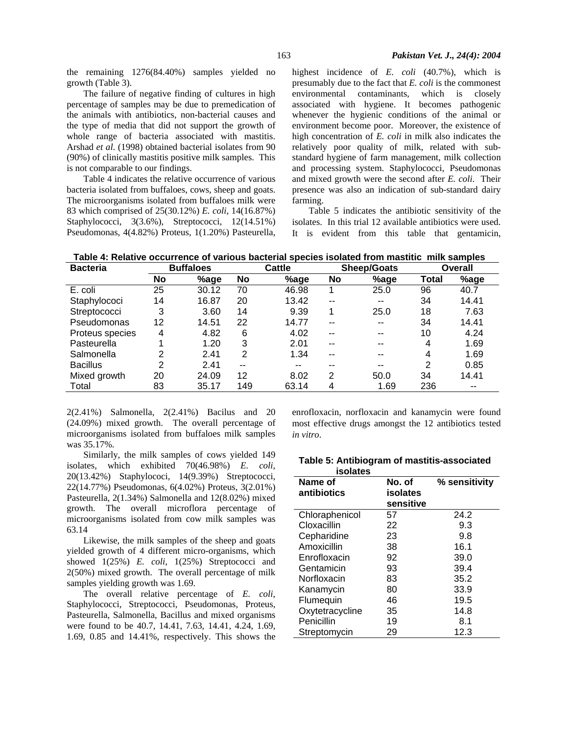the remaining 1276(84.40%) samples yielded no growth (Table 3).

The failure of negative finding of cultures in high percentage of samples may be due to premedication of the animals with antibiotics, non-bacterial causes and the type of media that did not support the growth of whole range of bacteria associated with mastitis. Arshad *et al*. (1998) obtained bacterial isolates from 90 (90%) of clinically mastitis positive milk samples. This is not comparable to our findings.

Table 4 indicates the relative occurrence of various bacteria isolated from buffaloes, cows, sheep and goats. The microorganisms isolated from buffaloes milk were 83 which comprised of 25(30.12%) *E. coli*, 14(16.87%) Staphylococci, 3(3.6%), Streptococci, 12(14.51%) Pseudomonas, 4(4.82%) Proteus, 1(1.20%) Pasteurella, 2(2.41%) Salmonella, 2(2.41%) Bacilus and 20 (24.09%) mixed growth. The overall percentage of microorganisms isolated from buffaloes milk samples was 35.17%.

Similarly, the milk samples of cows yielded 149 isolates, which exhibited 70(46.98%) *E. coli*, 20(13.42%) Staphylococi, 14(9.39%) Streptococci, 22(14.77%) Pseudomonas, 6(4.02%) Proteus, 3(2.01%) Pasteurella, 2(1.34%) Salmonella and 12(8.02%) mixed growth. The overall microflora percentage of microorganisms isolated from cow milk samples was 63.14

Likewise, the milk samples of the sheep and goats yielded growth of 4 different micro-organisms, which showed 1(25%) *E. coli*, 1(25%) Streptococci and 2(50%) mixed growth. The overall percentage of milk samples yielding growth was 1.69.

The overall relative percentage of *E. coli*, Staphylococci, Streptococci, Pseudomonas, Proteus, Pasteurella, Salmonella, Bacillus and mixed organisms were found to be 40.7, 14.41, 7.63, 14.41, 4.24, 1.69, 1.69, 0.85 and 14.41%, respectively. This shows the highest incidence of *E. coli* (40.7%), which is presumably due to the fact that *E. coli* is the commonest environmental contaminants, which is closely associated with hygiene. It becomes pathogenic whenever the hygienic conditions of the animal or environment become poor. Moreover, the existence of high concentration of *E. coli* in milk also indicates the relatively poor quality of milk, related with sub-standard hygiene of farm management, milk collection and processing system. Staphylococci, Pseudomonas and mixed growth were the second after *E. coli*. Their presence was also an indication of sub-standard dairy farming.

Table 5 indicates the antibiotic sensitivity of the isolates. In this trial 12 available antibiotics were used. It is evident from this table that gentamicin, enrofloxacin, norfloxacin and kanamycin were found most effective drugs amongst the 12 antibiotics tested *in vitro*.

**Table 4: Relative occurrence of various bacterial species isolated from mastitic milk samples**

| Bacteria | Buffaloes | | Cattle | | Sheep/Goats | | Overall | |
|---|---|---|---|---|---|---|---|---|
| | No | %age | No | %age | No | %age | Total | %age |
| E. coli | 25 | 30.12 | 70 | 46.98 | 1 | 25.0 | 96 | 40.7 |
| Staphylococi | 14 | 16.87 | 20 | 13.42 | -- | -- | 34 | 14.41 |
| Streptococci | 3 | 3.60 | 14 | 9.39 | 1 | 25.0 | 18 | 7.63 |
| Pseudomonas | 12 | 14.51 | 22 | 14.77 | -- | -- | 34 | 14.41 |
| Proteus species | 4 | 4.82 | 6 | 4.02 | -- | -- | 10 | 4.24 |
| Pasteurella | 1 | 1.20 | 3 | 2.01 | -- | -- | 4 | 1.69 |
| Salmonella | 2 | 2.41 | 2 | 1.34 | -- | -- | 4 | 1.69 |
| Bacillus | 2 | 2.41 | -- | -- | -- | -- | 2 | 0.85 |
| Mixed growth | 20 | 24.09 | 12 | 8.02 | 2 | 50.0 | 34 | 14.41 |
| Total | 83 | 35.17 | 149 | 63.14 | 4 | 1.69 | 236 | -- |

**Table 5: Antibiogram of mastitis-associated isolates**

| Name of antibiotics | No. of isolates sensitive | % sensitivity |
|---|---|---|
| Chloraphenicol | 57 | 24.2 |
| Cloxacillin | 22 | 9.3 |
| Cepharidine | 23 | 9.8 |
| Amoxicillin | 38 | 16.1 |
| Enrofloxacin | 92 | 39.0 |
| Gentamicin | 93 | 39.4 |
| Norfloxacin | 83 | 35.2 |
| Kanamycin | 80 | 33.9 |
| Flumequin | 46 | 19.5 |
| Oxytetracycline | 35 | 14.8 |
| Penicillin | 19 | 8.1 |
| Streptomycin | 29 | 12.3 |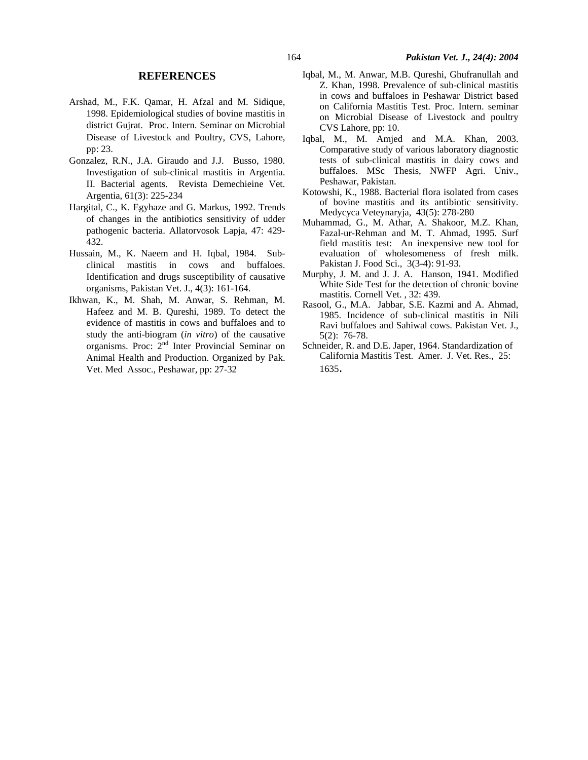## REFERENCES

Arshad, M., F.K. Qamar, H. Afzal and M. Sidique, 1998. Epidemiological studies of bovine mastitis in district Gujrat. Proc. Intern. Seminar on Microbial Disease of Livestock and Poultry, CVS, Lahore, pp: 23.

Gonzalez, R.N., J.A. Giraudo and J.J. Busso, 1980. Investigation of sub-clinical mastitis in Argentia. II. Bacterial agents. Revista Demechieine Vet. Argentia, 61(3): 225-234

Hargital, C., K. Egyhaze and G. Markus, 1992. Trends of changes in the antibiotics sensitivity of udder pathogenic bacteria. Allatorvosok Lapja, 47: 429-432.

Hussain, M., K. Naeem and H. Iqbal, 1984. Sub-clinical mastitis in cows and buffaloes. Identification and drugs susceptibility of causative organisms, Pakistan Vet. J., 4(3): 161-164.

Ikhwan, K., M. Shah, M. Anwar, S. Rehman, M. Hafeez and M. B. Qureshi, 1989. To detect the evidence of mastitis in cows and buffaloes and to study the anti-biogram (*in vitro*) of the causative organisms. Proc: 2nd Inter Provincial Seminar on Animal Health and Production. Organized by Pak. Vet. Med Assoc., Peshawar, pp: 27-32

Iqbal, M., M. Anwar, M.B. Qureshi, Ghufranullah and Z. Khan, 1998. Prevalence of sub-clinical mastitis in cows and buffaloes in Peshawar District based on California Mastitis Test. Proc. Intern. seminar on Microbial Disease of Livestock and poultry CVS Lahore, pp: 10.

Iqbal, M., M. Amjed and M.A. Khan, 2003. Comparative study of various laboratory diagnostic tests of sub-clinical mastitis in dairy cows and buffaloes. MSc Thesis, NWFP Agri. Univ., Peshawar, Pakistan.

Kotowshi, K., 1988. Bacterial flora isolated from cases of bovine mastitis and its antibiotic sensitivity. Medycyca Veteynaryja, 43(5): 278-280

Muhammad, G., M. Athar, A. Shakoor, M.Z. Khan, Fazal-ur-Rehman and M. T. Ahmad, 1995. Surf field mastitis test: An inexpensive new tool for evaluation of wholesomeness of fresh milk. Pakistan J. Food Sci., 3(3-4): 91-93.

Murphy, J. M. and J. J. A. Hanson, 1941. Modified White Side Test for the detection of chronic bovine mastitis. Cornell Vet. , 32: 439.

Rasool, G., M.A. Jabbar, S.E. Kazmi and A. Ahmad, 1985. Incidence of sub-clinical mastitis in Nili Ravi buffaloes and Sahiwal cows. Pakistan Vet. J., 5(2): 76-78.

Schneider, R. and D.E. Japer, 1964. Standardization of California Mastitis Test. Amer. J. Vet. Res., 25: 1635.